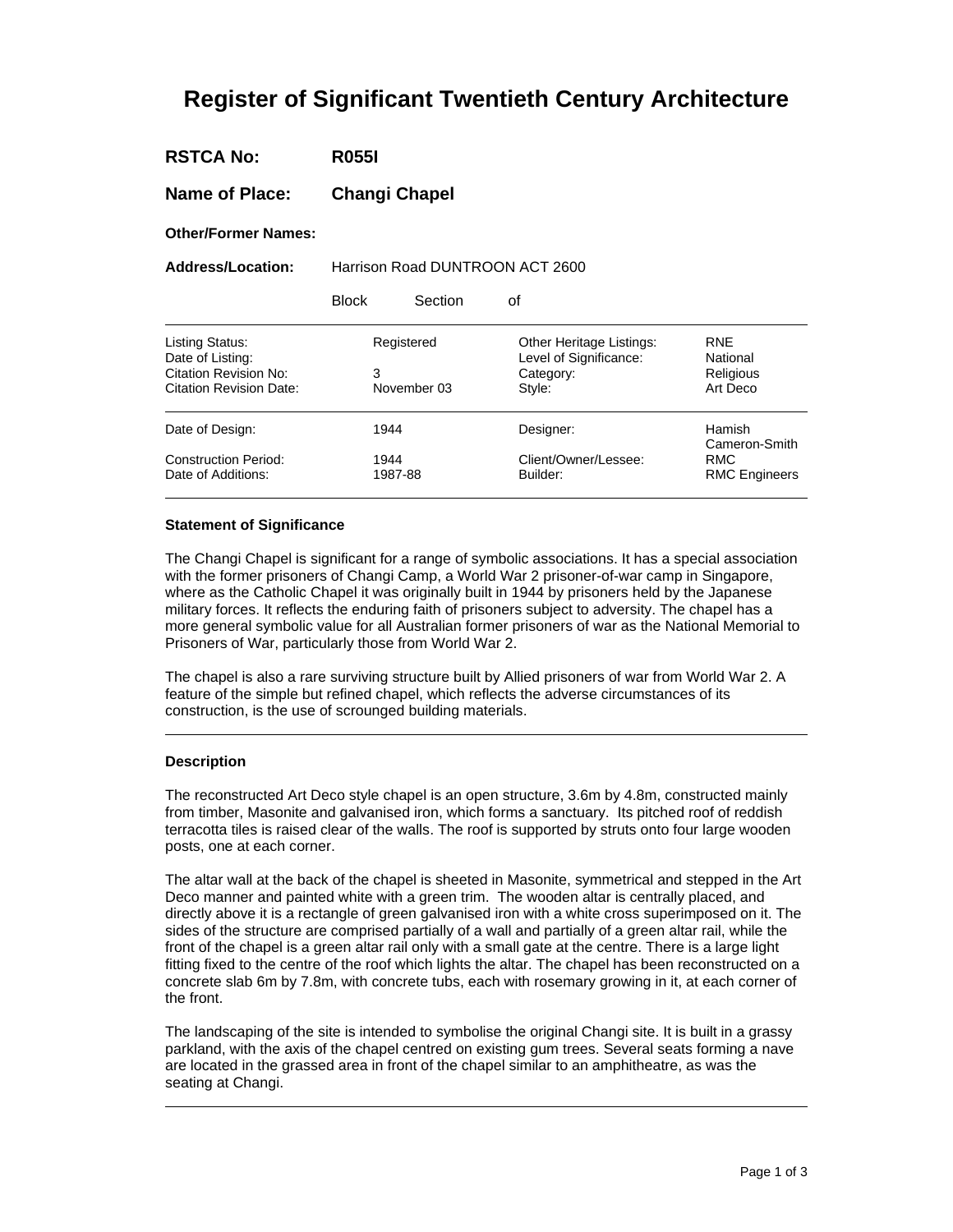# Register of Significant Twentieth Century Architecture

**RSTCA No:** **R055I**

**Name of Place:** **Changi Chapel**

**Other/Former Names:**

**Address/Location:** Harrison Road DUNTROON ACT 2600

Block Section of

| | | | |
|---|---|---|---|
| Listing Status: | Registered | Other Heritage Listings: | RNE |
| Date of Listing: | | Level of Significance: | National |
| Citation Revision No: | 3 | Category: | Religious |
| Citation Revision Date: | November 03 | Style: | Art Deco |

| | | | |
|---|---|---|---|
| Date of Design: | 1944 | Designer: | Hamish Cameron-Smith |
| Construction Period: | 1944 | Client/Owner/Lessee: | RMC |
| Date of Additions: | 1987-88 | Builder: | RMC Engineers |

### Statement of Significance

The Changi Chapel is significant for a range of symbolic associations. It has a special association with the former prisoners of Changi Camp, a World War 2 prisoner-of-war camp in Singapore, where as the Catholic Chapel it was originally built in 1944 by prisoners held by the Japanese military forces. It reflects the enduring faith of prisoners subject to adversity. The chapel has a more general symbolic value for all Australian former prisoners of war as the National Memorial to Prisoners of War, particularly those from World War 2.

The chapel is also a rare surviving structure built by Allied prisoners of war from World War 2. A feature of the simple but refined chapel, which reflects the adverse circumstances of its construction, is the use of scrounged building materials.

### Description

The reconstructed Art Deco style chapel is an open structure, 3.6m by 4.8m, constructed mainly from timber, Masonite and galvanised iron, which forms a sanctuary. Its pitched roof of reddish terracotta tiles is raised clear of the walls. The roof is supported by struts onto four large wooden posts, one at each corner.

The altar wall at the back of the chapel is sheeted in Masonite, symmetrical and stepped in the Art Deco manner and painted white with a green trim. The wooden altar is centrally placed, and directly above it is a rectangle of green galvanised iron with a white cross superimposed on it. The sides of the structure are comprised partially of a wall and partially of a green altar rail, while the front of the chapel is a green altar rail only with a small gate at the centre. There is a large light fitting fixed to the centre of the roof which lights the altar. The chapel has been reconstructed on a concrete slab 6m by 7.8m, with concrete tubs, each with rosemary growing in it, at each corner of the front.

The landscaping of the site is intended to symbolise the original Changi site. It is built in a grassy parkland, with the axis of the chapel centred on existing gum trees. Several seats forming a nave are located in the grassed area in front of the chapel similar to an amphitheatre, as was the seating at Changi.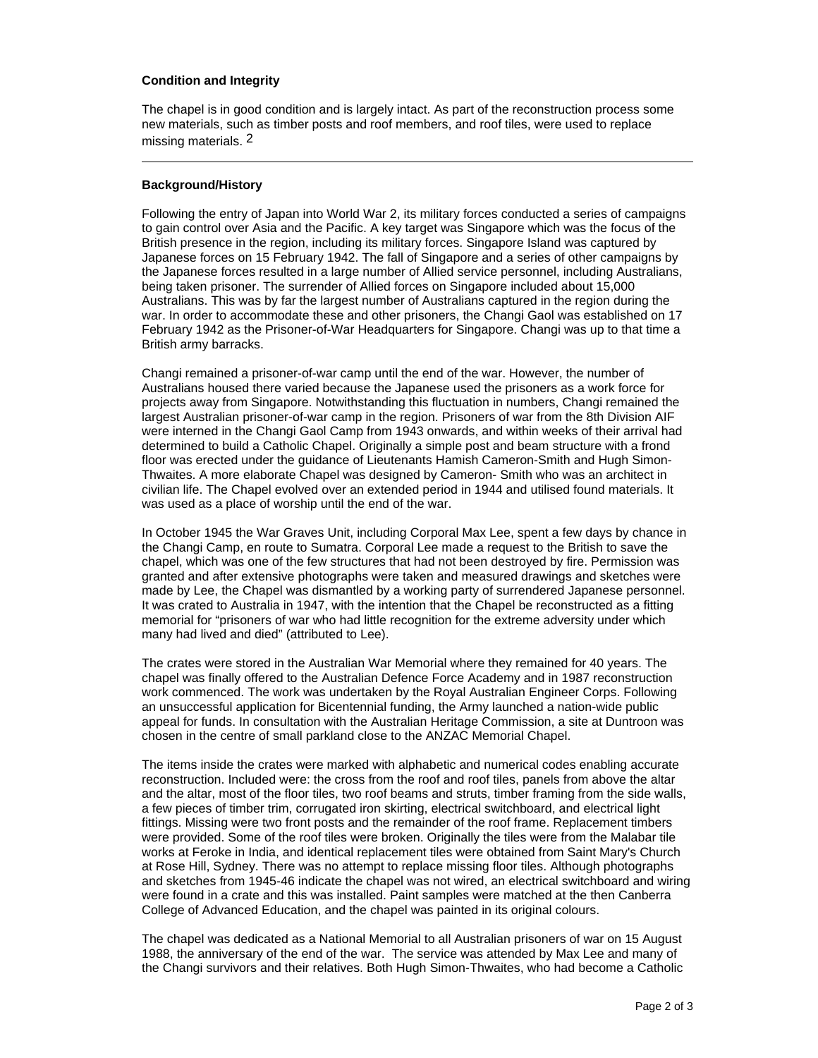**Condition and Integrity**

The chapel is in good condition and is largely intact. As part of the reconstruction process some new materials, such as timber posts and roof members, and roof tiles, were used to replace missing materials. 2

---

**Background/History**

Following the entry of Japan into World War 2, its military forces conducted a series of campaigns to gain control over Asia and the Pacific. A key target was Singapore which was the focus of the British presence in the region, including its military forces. Singapore Island was captured by Japanese forces on 15 February 1942. The fall of Singapore and a series of other campaigns by the Japanese forces resulted in a large number of Allied service personnel, including Australians, being taken prisoner. The surrender of Allied forces on Singapore included about 15,000 Australians. This was by far the largest number of Australians captured in the region during the war. In order to accommodate these and other prisoners, the Changi Gaol was established on 17 February 1942 as the Prisoner-of-War Headquarters for Singapore. Changi was up to that time a British army barracks.

Changi remained a prisoner-of-war camp until the end of the war. However, the number of Australians housed there varied because the Japanese used the prisoners as a work force for projects away from Singapore. Notwithstanding this fluctuation in numbers, Changi remained the largest Australian prisoner-of-war camp in the region. Prisoners of war from the 8th Division AIF were interned in the Changi Gaol Camp from 1943 onwards, and within weeks of their arrival had determined to build a Catholic Chapel. Originally a simple post and beam structure with a frond floor was erected under the guidance of Lieutenants Hamish Cameron-Smith and Hugh Simon-Thwaites. A more elaborate Chapel was designed by Cameron- Smith who was an architect in civilian life. The Chapel evolved over an extended period in 1944 and utilised found materials. It was used as a place of worship until the end of the war.

In October 1945 the War Graves Unit, including Corporal Max Lee, spent a few days by chance in the Changi Camp, en route to Sumatra. Corporal Lee made a request to the British to save the chapel, which was one of the few structures that had not been destroyed by fire. Permission was granted and after extensive photographs were taken and measured drawings and sketches were made by Lee, the Chapel was dismantled by a working party of surrendered Japanese personnel. It was crated to Australia in 1947, with the intention that the Chapel be reconstructed as a fitting memorial for "prisoners of war who had little recognition for the extreme adversity under which many had lived and died" (attributed to Lee).

The crates were stored in the Australian War Memorial where they remained for 40 years. The chapel was finally offered to the Australian Defence Force Academy and in 1987 reconstruction work commenced. The work was undertaken by the Royal Australian Engineer Corps. Following an unsuccessful application for Bicentennial funding, the Army launched a nation-wide public appeal for funds. In consultation with the Australian Heritage Commission, a site at Duntroon was chosen in the centre of small parkland close to the ANZAC Memorial Chapel.

The items inside the crates were marked with alphabetic and numerical codes enabling accurate reconstruction. Included were: the cross from the roof and roof tiles, panels from above the altar and the altar, most of the floor tiles, two roof beams and struts, timber framing from the side walls, a few pieces of timber trim, corrugated iron skirting, electrical switchboard, and electrical light fittings. Missing were two front posts and the remainder of the roof frame. Replacement timbers were provided. Some of the roof tiles were broken. Originally the tiles were from the Malabar tile works at Feroke in India, and identical replacement tiles were obtained from Saint Mary's Church at Rose Hill, Sydney. There was no attempt to replace missing floor tiles. Although photographs and sketches from 1945-46 indicate the chapel was not wired, an electrical switchboard and wiring were found in a crate and this was installed. Paint samples were matched at the then Canberra College of Advanced Education, and the chapel was painted in its original colours.

The chapel was dedicated as a National Memorial to all Australian prisoners of war on 15 August 1988, the anniversary of the end of the war. The service was attended by Max Lee and many of the Changi survivors and their relatives. Both Hugh Simon-Thwaites, who had become a Catholic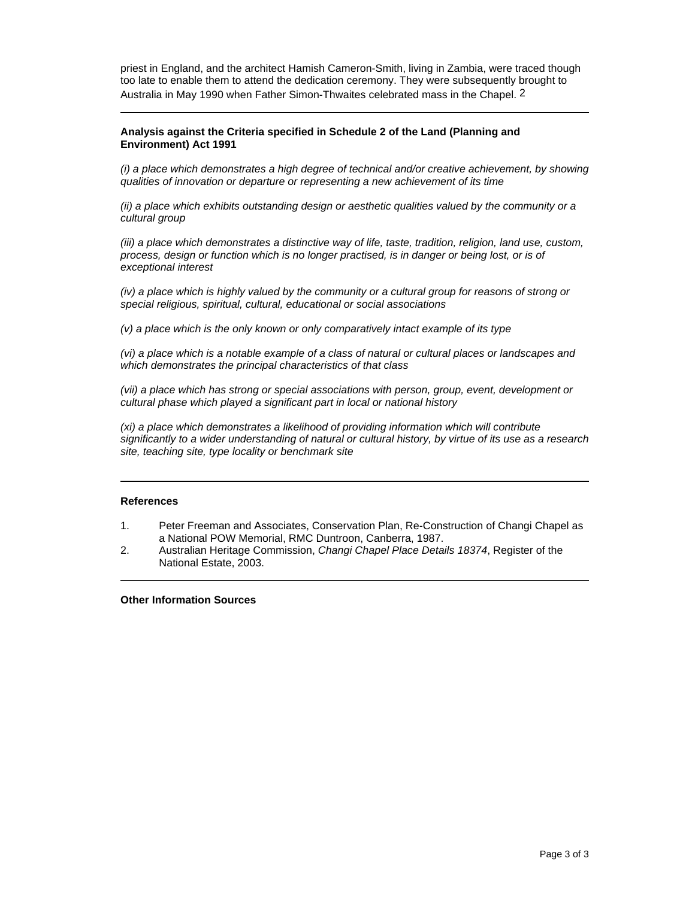priest in England, and the architect Hamish Cameron-Smith, living in Zambia, were traced though too late to enable them to attend the dedication ceremony. They were subsequently brought to Australia in May 1990 when Father Simon-Thwaites celebrated mass in the Chapel. [2]

---

**Analysis against the Criteria specified in Schedule 2 of the Land (Planning and Environment) Act 1991**

*(i) a place which demonstrates a high degree of technical and/or creative achievement, by showing qualities of innovation or departure or representing a new achievement of its time*

*(ii) a place which exhibits outstanding design or aesthetic qualities valued by the community or a cultural group*

*(iii) a place which demonstrates a distinctive way of life, taste, tradition, religion, land use, custom, process, design or function which is no longer practised, is in danger or being lost, or is of exceptional interest*

*(iv) a place which is highly valued by the community or a cultural group for reasons of strong or special religious, spiritual, cultural, educational or social associations*

*(v) a place which is the only known or only comparatively intact example of its type*

*(vi) a place which is a notable example of a class of natural or cultural places or landscapes and which demonstrates the principal characteristics of that class*

*(vii) a place which has strong or special associations with person, group, event, development or cultural phase which played a significant part in local or national history*

*(xi) a place which demonstrates a likelihood of providing information which will contribute significantly to a wider understanding of natural or cultural history, by virtue of its use as a research site, teaching site, type locality or benchmark site*

---

**References**

1. Peter Freeman and Associates, Conservation Plan, Re-Construction of Changi Chapel as a National POW Memorial, RMC Duntroon, Canberra, 1987.
2. Australian Heritage Commission, *Changi Chapel Place Details 18374*, Register of the National Estate, 2003.

---

**Other Information Sources**